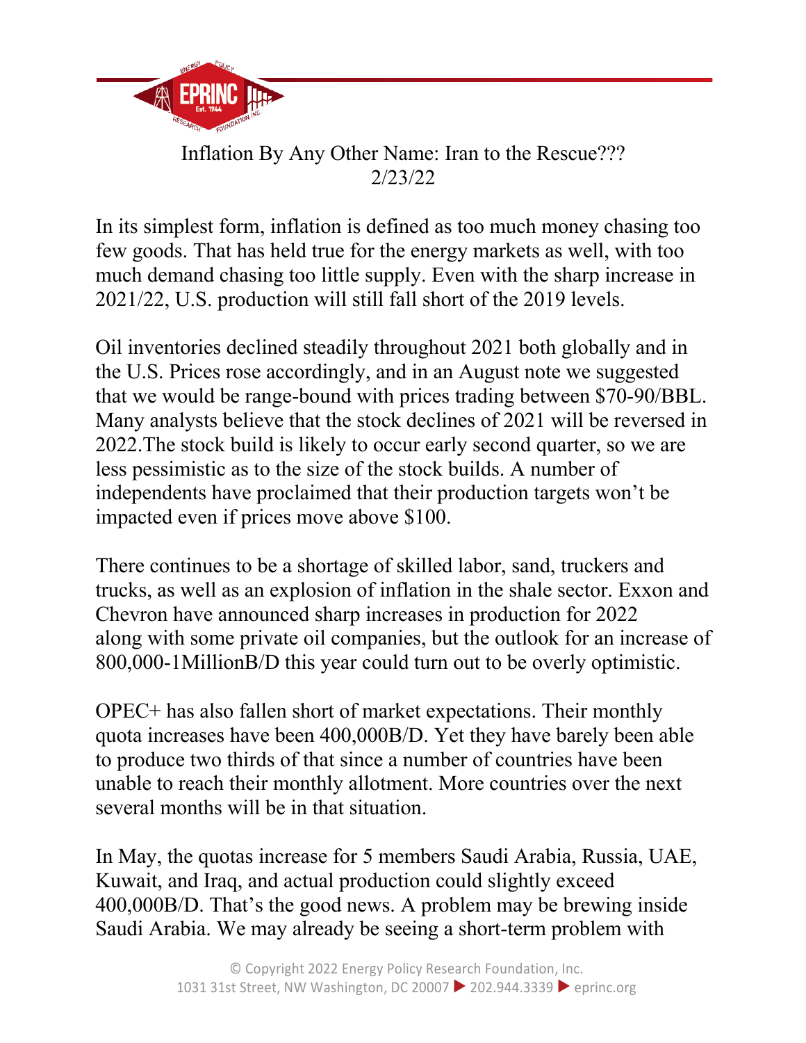# Inflation By Any Other Name: Iran to the Rescue???

2/23/22

In its simplest form, inflation is defined as too much money chasing too few goods. That has held true for the energy markets as well, with too much demand chasing too little supply. Even with the sharp increase in 2021/22, U.S. production will still fall short of the 2019 levels.

Oil inventories declined steadily throughout 2021 both globally and in the U.S. Prices rose accordingly, and in an August note we suggested that we would be range-bound with prices trading between $70-90/BBL. Many analysts believe that the stock declines of 2021 will be reversed in 2022.The stock build is likely to occur early second quarter, so we are less pessimistic as to the size of the stock builds. A number of independents have proclaimed that their production targets won't be impacted even if prices move above $100.

There continues to be a shortage of skilled labor, sand, truckers and trucks, as well as an explosion of inflation in the shale sector. Exxon and Chevron have announced sharp increases in production for 2022 along with some private oil companies, but the outlook for an increase of 800,000-1MillionB/D this year could turn out to be overly optimistic.

OPEC+ has also fallen short of market expectations. Their monthly quota increases have been 400,000B/D. Yet they have barely been able to produce two thirds of that since a number of countries have been unable to reach their monthly allotment. More countries over the next several months will be in that situation.

In May, the quotas increase for 5 members Saudi Arabia, Russia, UAE, Kuwait, and Iraq, and actual production could slightly exceed 400,000B/D. That's the good news. A problem may be brewing inside Saudi Arabia. We may already be seeing a short-term problem with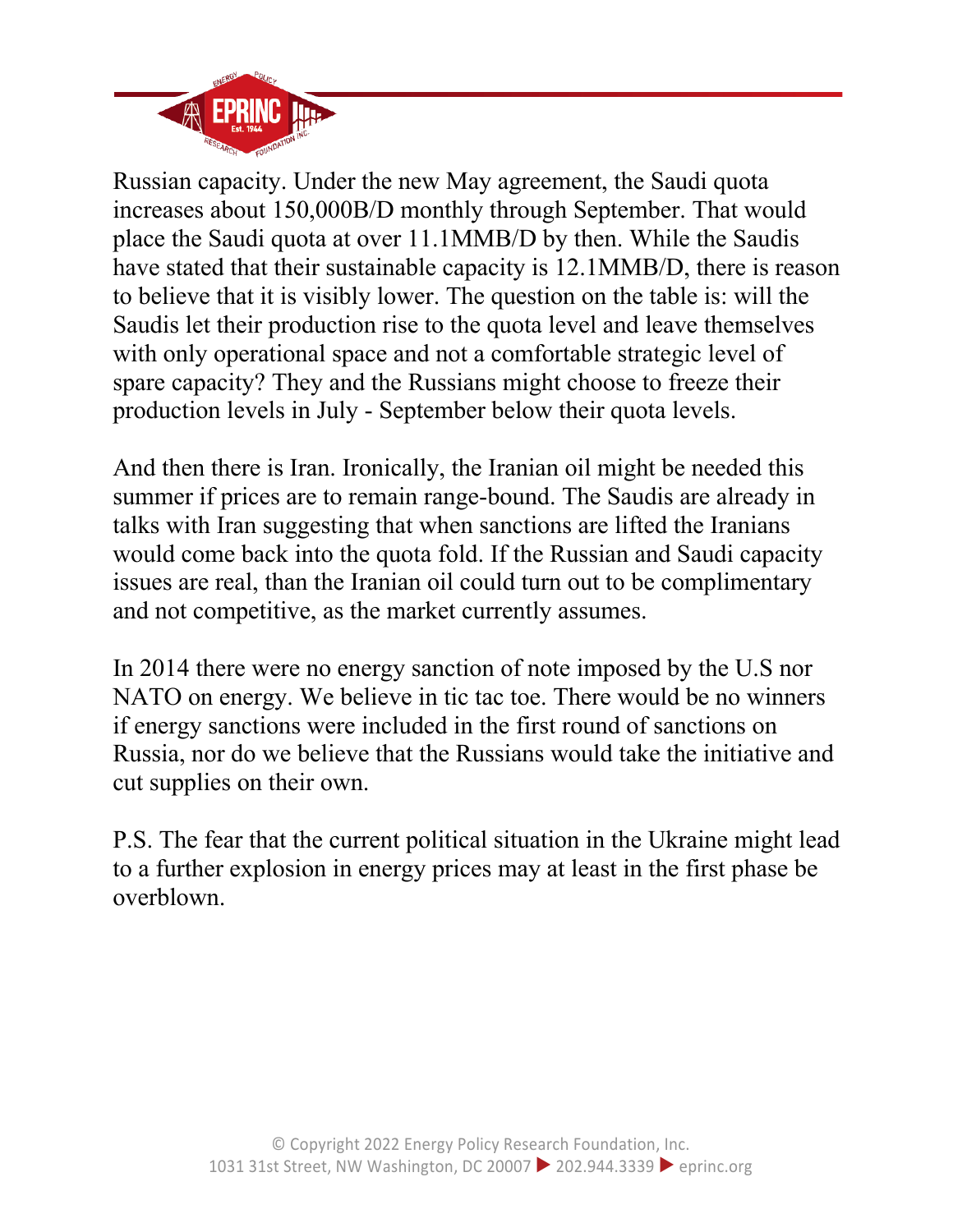Russian capacity. Under the new May agreement, the Saudi quota increases about 150,000B/D monthly through September. That would place the Saudi quota at over 11.1MMB/D by then. While the Saudis have stated that their sustainable capacity is 12.1MMB/D, there is reason to believe that it is visibly lower. The question on the table is: will the Saudis let their production rise to the quota level and leave themselves with only operational space and not a comfortable strategic level of spare capacity? They and the Russians might choose to freeze their production levels in July - September below their quota levels.

And then there is Iran. Ironically, the Iranian oil might be needed this summer if prices are to remain range-bound. The Saudis are already in talks with Iran suggesting that when sanctions are lifted the Iranians would come back into the quota fold. If the Russian and Saudi capacity issues are real, than the Iranian oil could turn out to be complimentary and not competitive, as the market currently assumes.

In 2014 there were no energy sanction of note imposed by the U.S nor NATO on energy. We believe in tic tac toe. There would be no winners if energy sanctions were included in the first round of sanctions on Russia, nor do we believe that the Russians would take the initiative and cut supplies on their own.

P.S. The fear that the current political situation in the Ukraine might lead to a further explosion in energy prices may at least in the first phase be overblown.